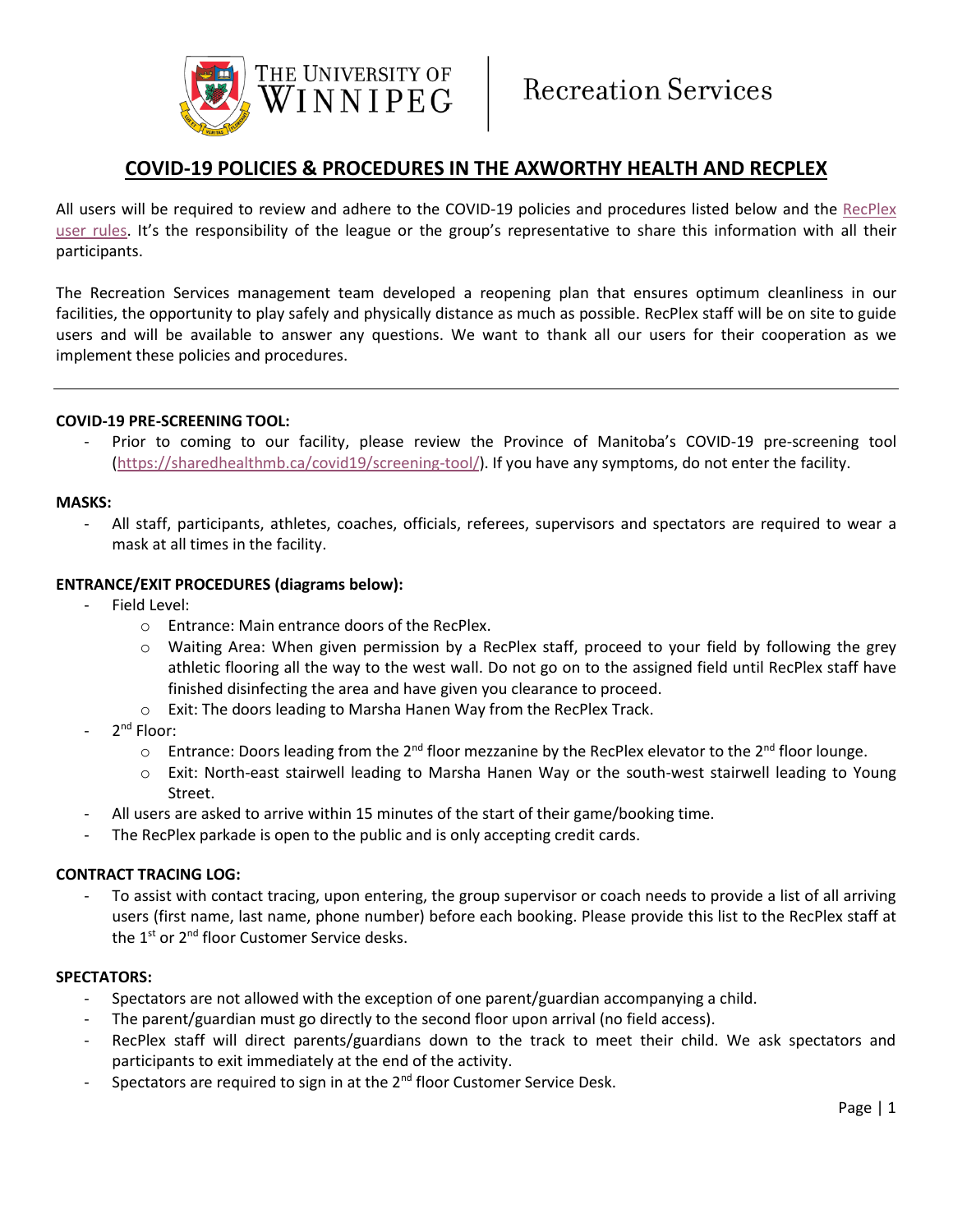The University of Winnipeg | Recreation Services

# COVID-19 POLICIES & PROCEDURES IN THE AXWORTHY HEALTH AND RECPLEX

All users will be required to review and adhere to the COVID-19 policies and procedures listed below and the RecPlex user rules. It's the responsibility of the league or the group's representative to share this information with all their participants.

The Recreation Services management team developed a reopening plan that ensures optimum cleanliness in our facilities, the opportunity to play safely and physically distance as much as possible. RecPlex staff will be on site to guide users and will be available to answer any questions. We want to thank all our users for their cooperation as we implement these policies and procedures.

---

**COVID-19 PRE-SCREENING TOOL:**

- Prior to coming to our facility, please review the Province of Manitoba's COVID-19 pre-screening tool (https://sharedhealthmb.ca/covid19/screening-tool/). If you have any symptoms, do not enter the facility.

**MASKS:**

- All staff, participants, athletes, coaches, officials, referees, supervisors and spectators are required to wear a mask at all times in the facility.

**ENTRANCE/EXIT PROCEDURES (diagrams below):**

- Field Level:
  - Entrance: Main entrance doors of the RecPlex.
  - Waiting Area: When given permission by a RecPlex staff, proceed to your field by following the grey athletic flooring all the way to the west wall. Do not go on to the assigned field until RecPlex staff have finished disinfecting the area and have given you clearance to proceed.
  - Exit: The doors leading to Marsha Hanen Way from the RecPlex Track.
- 2nd Floor:
  - Entrance: Doors leading from the 2nd floor mezzanine by the RecPlex elevator to the 2nd floor lounge.
  - Exit: North-east stairwell leading to Marsha Hanen Way or the south-west stairwell leading to Young Street.
- All users are asked to arrive within 15 minutes of the start of their game/booking time.
- The RecPlex parkade is open to the public and is only accepting credit cards.

**CONTRACT TRACING LOG:**

- To assist with contact tracing, upon entering, the group supervisor or coach needs to provide a list of all arriving users (first name, last name, phone number) before each booking. Please provide this list to the RecPlex staff at the 1st or 2nd floor Customer Service desks.

**SPECTATORS:**

- Spectators are not allowed with the exception of one parent/guardian accompanying a child.
- The parent/guardian must go directly to the second floor upon arrival (no field access).
- RecPlex staff will direct parents/guardians down to the track to meet their child. We ask spectators and participants to exit immediately at the end of the activity.
- Spectators are required to sign in at the 2nd floor Customer Service Desk.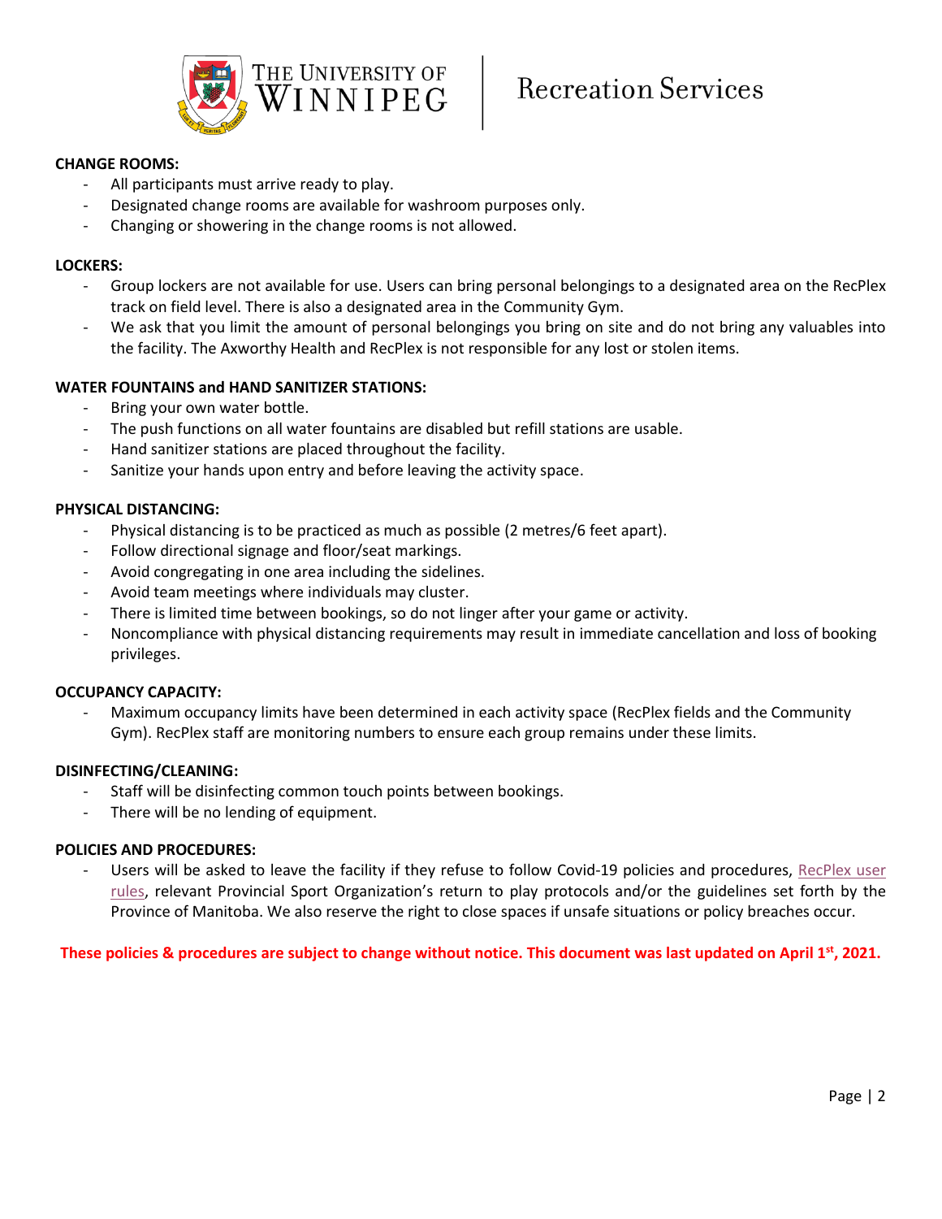**CHANGE ROOMS:**

- All participants must arrive ready to play.
- Designated change rooms are available for washroom purposes only.
- Changing or showering in the change rooms is not allowed.

**LOCKERS:**

- Group lockers are not available for use. Users can bring personal belongings to a designated area on the RecPlex track on field level. There is also a designated area in the Community Gym.
- We ask that you limit the amount of personal belongings you bring on site and do not bring any valuables into the facility. The Axworthy Health and RecPlex is not responsible for any lost or stolen items.

**WATER FOUNTAINS and HAND SANITIZER STATIONS:**

- Bring your own water bottle.
- The push functions on all water fountains are disabled but refill stations are usable.
- Hand sanitizer stations are placed throughout the facility.
- Sanitize your hands upon entry and before leaving the activity space.

**PHYSICAL DISTANCING:**

- Physical distancing is to be practiced as much as possible (2 metres/6 feet apart).
- Follow directional signage and floor/seat markings.
- Avoid congregating in one area including the sidelines.
- Avoid team meetings where individuals may cluster.
- There is limited time between bookings, so do not linger after your game or activity.
- Noncompliance with physical distancing requirements may result in immediate cancellation and loss of booking privileges.

**OCCUPANCY CAPACITY:**

- Maximum occupancy limits have been determined in each activity space (RecPlex fields and the Community Gym). RecPlex staff are monitoring numbers to ensure each group remains under these limits.

**DISINFECTING/CLEANING:**

- Staff will be disinfecting common touch points between bookings.
- There will be no lending of equipment.

**POLICIES AND PROCEDURES:**

- Users will be asked to leave the facility if they refuse to follow Covid-19 policies and procedures, RecPlex user rules, relevant Provincial Sport Organization's return to play protocols and/or the guidelines set forth by the Province of Manitoba. We also reserve the right to close spaces if unsafe situations or policy breaches occur.

**These policies & procedures are subject to change without notice. This document was last updated on April 1st, 2021.**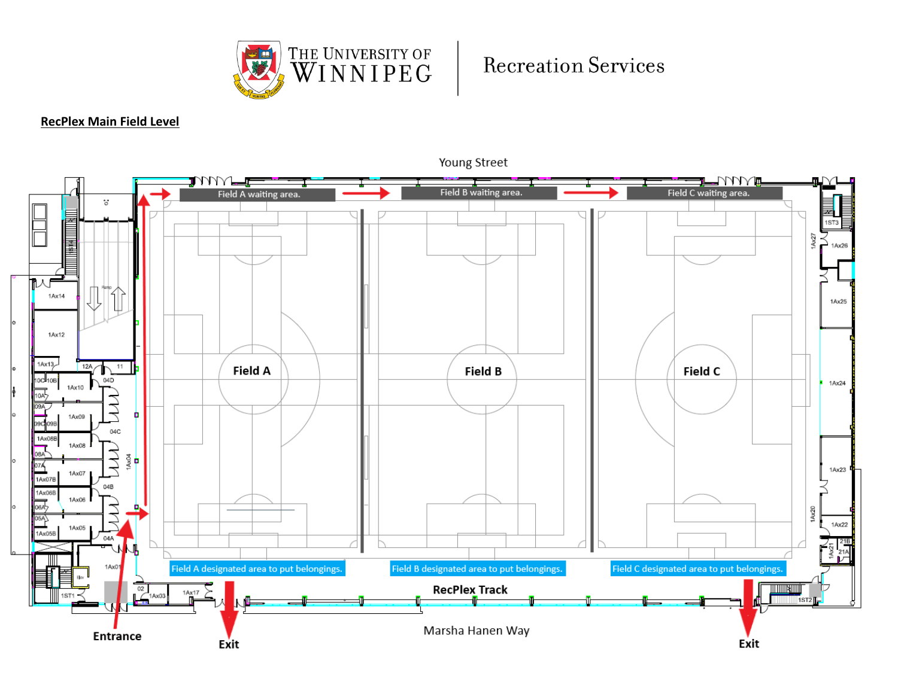The University of Winnipeg | Recreation Services

## RecPlex Main Field Level

Young Street

Field A waiting area.

Field B waiting area.

Field C waiting area.

Field A

Field B

Field C

Field A designated area to put belongings.

Field B designated area to put belongings.

Field C designated area to put belongings.

**RecPlex Track**

Marsha Hanen Way

**Entrance**

**Exit**

**Exit**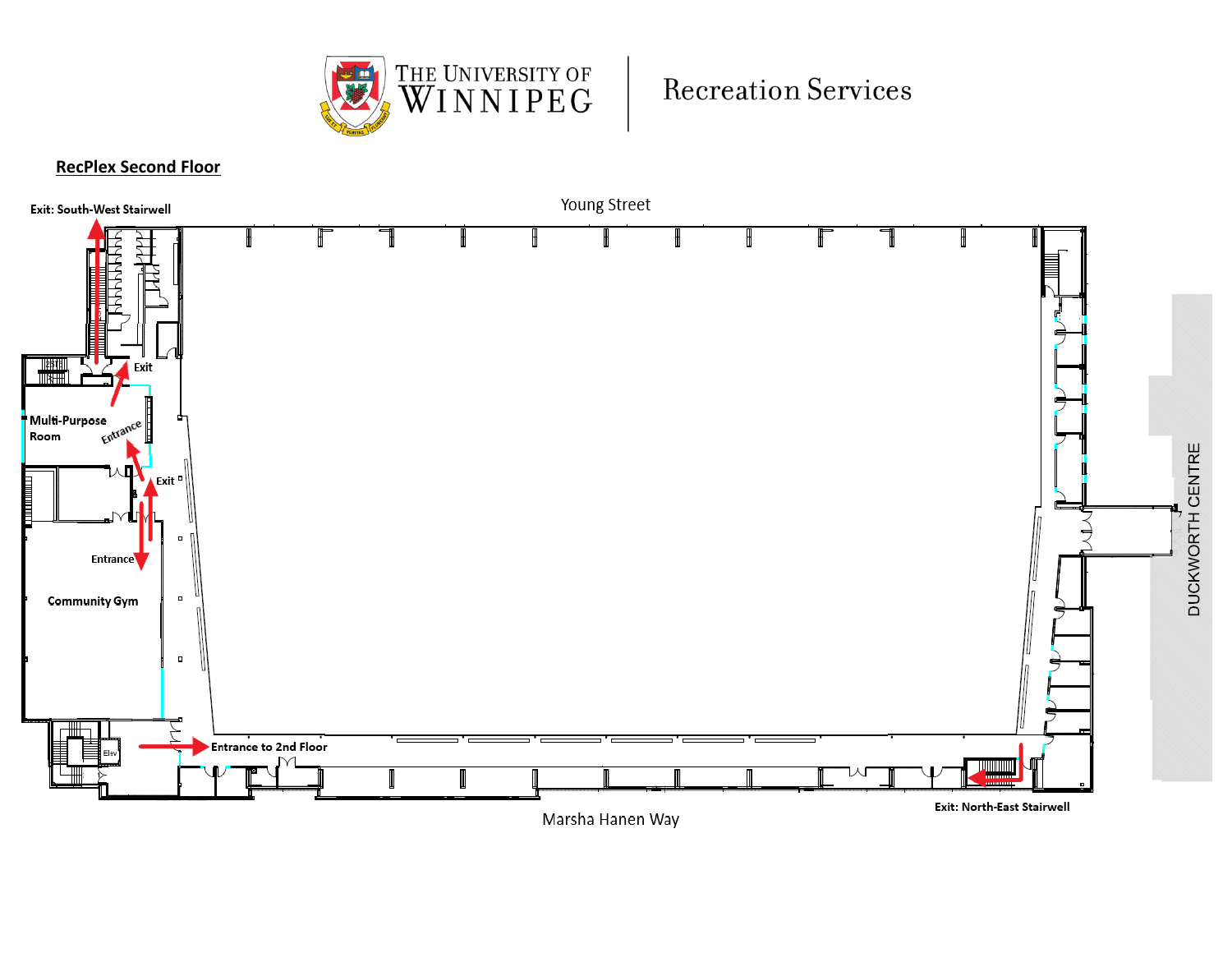The University of Winnipeg | Recreation Services

## RecPlex Second Floor

Exit: South-West Stairwell

Young Street

Exit

Multi-Purpose Room

Entrance

Exit

Entrance

Community Gym

Elev

Entrance to 2nd Floor

DUCKWORTH CENTRE

Marsha Hanen Way

Exit: North-East Stairwell